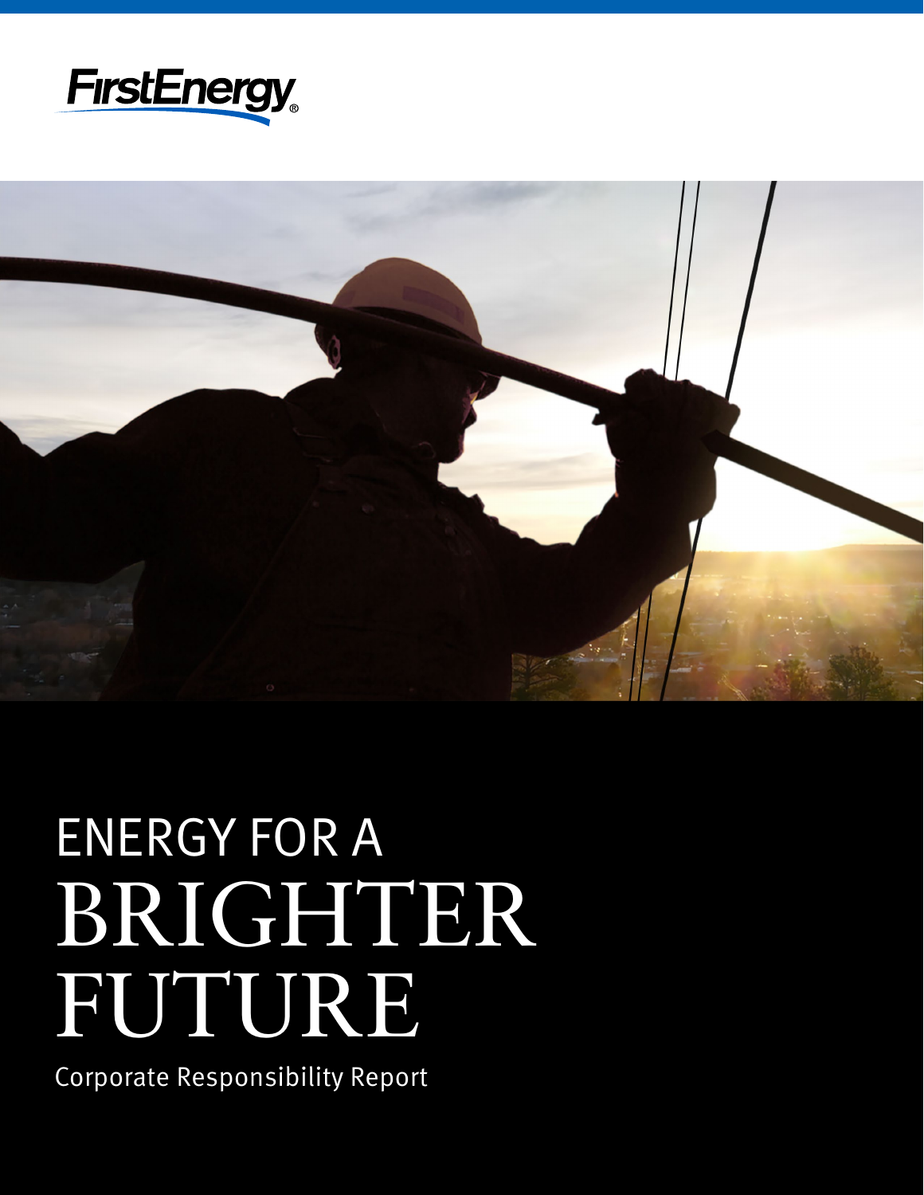FirstEnergy

# ENERGY FOR A BRIGHTER FUTURE

Corporate Responsibility Report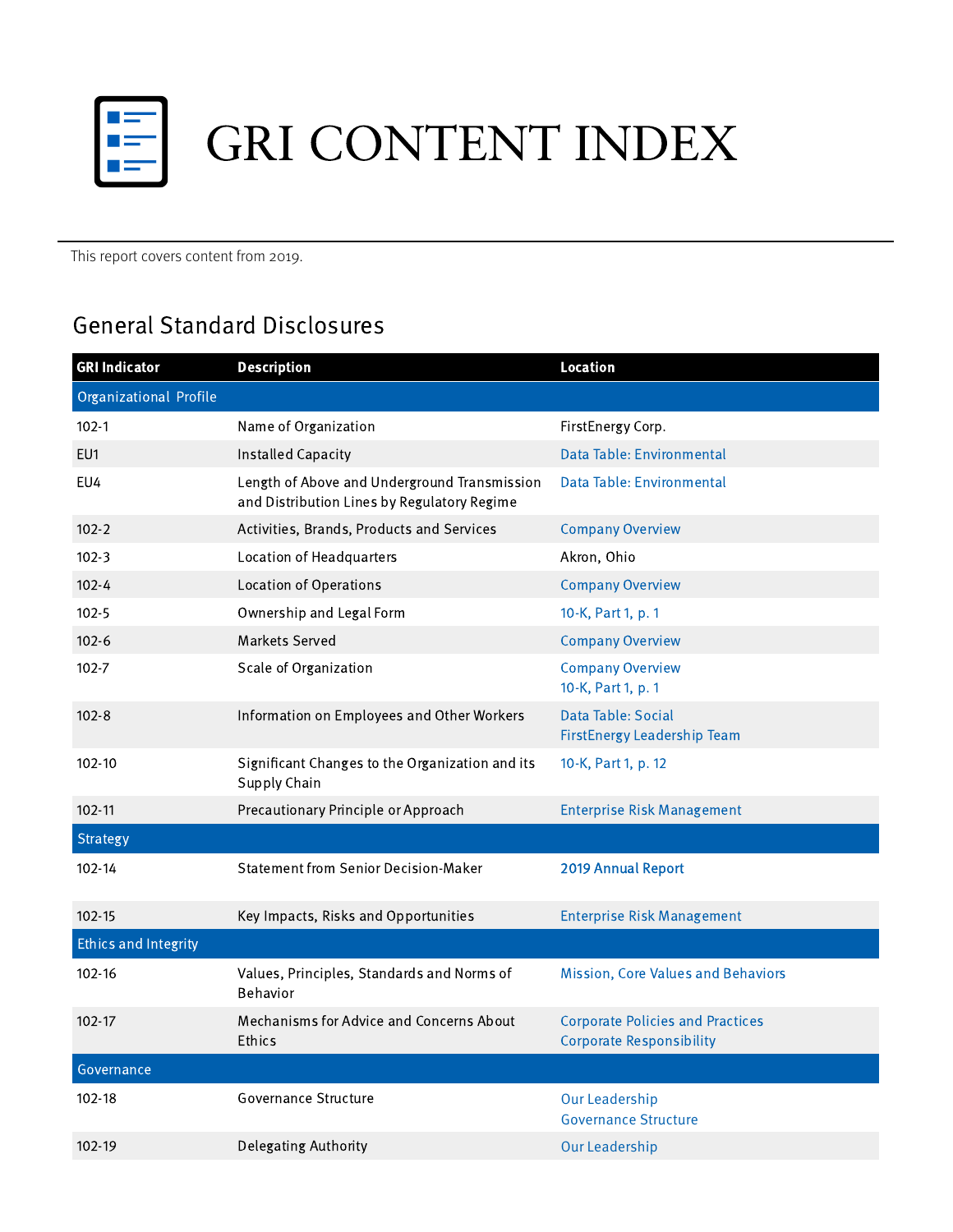# GRI CONTENT INDEX

This report covers content from 2019.

## General Standard Disclosures

| GRI Indicator | Description | Location |
|---|---|---|
| **Organizational Profile** | | |
| 102-1 | Name of Organization | FirstEnergy Corp. |
| EU1 | Installed Capacity | Data Table: Environmental |
| EU4 | Length of Above and Underground Transmission and Distribution Lines by Regulatory Regime | Data Table: Environmental |
| 102-2 | Activities, Brands, Products and Services | Company Overview |
| 102-3 | Location of Headquarters | Akron, Ohio |
| 102-4 | Location of Operations | Company Overview |
| 102-5 | Ownership and Legal Form | 10-K, Part 1, p. 1 |
| 102-6 | Markets Served | Company Overview |
| 102-7 | Scale of Organization | Company Overview<br>10-K, Part 1, p. 1 |
| 102-8 | Information on Employees and Other Workers | Data Table: Social<br>FirstEnergy Leadership Team |
| 102-10 | Significant Changes to the Organization and its Supply Chain | 10-K, Part 1, p. 12 |
| 102-11 | Precautionary Principle or Approach | Enterprise Risk Management |
| **Strategy** | | |
| 102-14 | Statement from Senior Decision-Maker | 2019 Annual Report |
| 102-15 | Key Impacts, Risks and Opportunities | Enterprise Risk Management |
| **Ethics and Integrity** | | |
| 102-16 | Values, Principles, Standards and Norms of Behavior | Mission, Core Values and Behaviors |
| 102-17 | Mechanisms for Advice and Concerns About Ethics | Corporate Policies and Practices<br>Corporate Responsibility |
| **Governance** | | |
| 102-18 | Governance Structure | Our Leadership<br>Governance Structure |
| 102-19 | Delegating Authority | Our Leadership |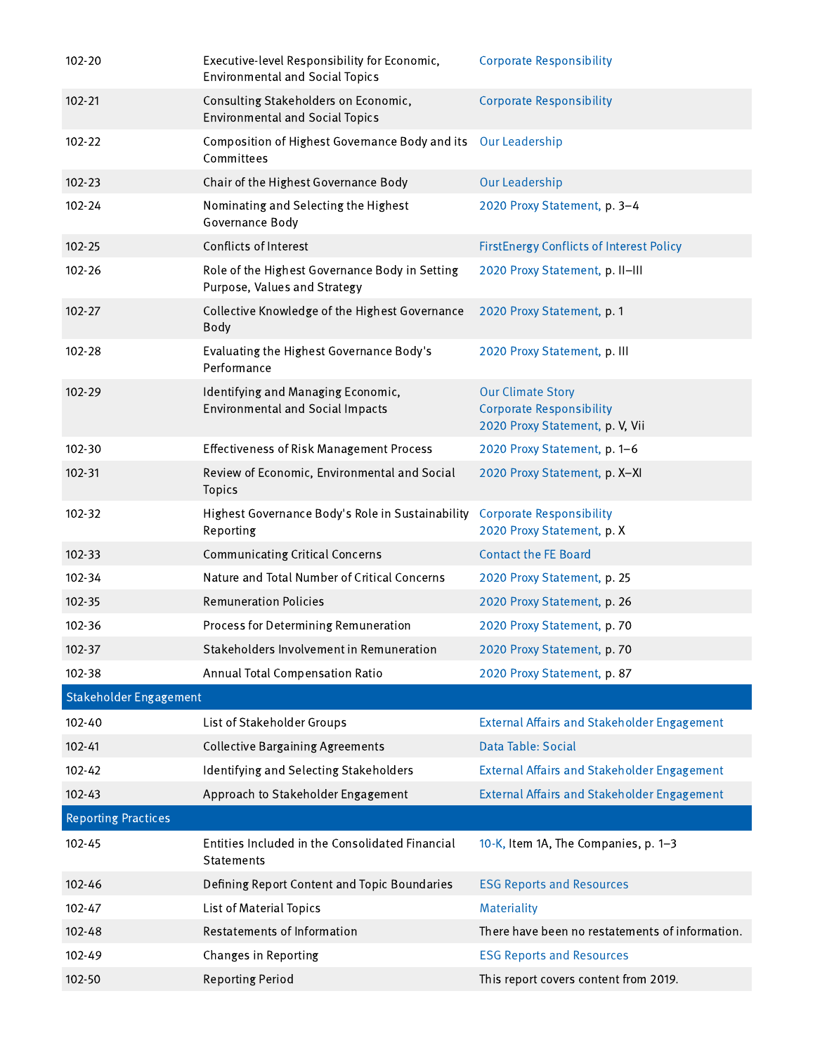| | | |
|---|---|---|
| 102-20 | Executive-level Responsibility for Economic, Environmental and Social Topics | Corporate Responsibility |
| 102-21 | Consulting Stakeholders on Economic, Environmental and Social Topics | Corporate Responsibility |
| 102-22 | Composition of Highest Governance Body and its Committees | Our Leadership |
| 102-23 | Chair of the Highest Governance Body | Our Leadership |
| 102-24 | Nominating and Selecting the Highest Governance Body | 2020 Proxy Statement, p. 3–4 |
| 102-25 | Conflicts of Interest | FirstEnergy Conflicts of Interest Policy |
| 102-26 | Role of the Highest Governance Body in Setting Purpose, Values and Strategy | 2020 Proxy Statement, p. II–III |
| 102-27 | Collective Knowledge of the Highest Governance Body | 2020 Proxy Statement, p. 1 |
| 102-28 | Evaluating the Highest Governance Body's Performance | 2020 Proxy Statement, p. III |
| 102-29 | Identifying and Managing Economic, Environmental and Social Impacts | Our Climate Story<br>Corporate Responsibility<br>2020 Proxy Statement, p. V, Vii |
| 102-30 | Effectiveness of Risk Management Process | 2020 Proxy Statement, p. 1–6 |
| 102-31 | Review of Economic, Environmental and Social Topics | 2020 Proxy Statement, p. X–XI |
| 102-32 | Highest Governance Body's Role in Sustainability Reporting | Corporate Responsibility<br>2020 Proxy Statement, p. X |
| 102-33 | Communicating Critical Concerns | Contact the FE Board |
| 102-34 | Nature and Total Number of Critical Concerns | 2020 Proxy Statement, p. 25 |
| 102-35 | Remuneration Policies | 2020 Proxy Statement, p. 26 |
| 102-36 | Process for Determining Remuneration | 2020 Proxy Statement, p. 70 |
| 102-37 | Stakeholders Involvement in Remuneration | 2020 Proxy Statement, p. 70 |
| 102-38 | Annual Total Compensation Ratio | 2020 Proxy Statement, p. 87 |
| **Stakeholder Engagement** | | |
| 102-40 | List of Stakeholder Groups | External Affairs and Stakeholder Engagement |
| 102-41 | Collective Bargaining Agreements | Data Table: Social |
| 102-42 | Identifying and Selecting Stakeholders | External Affairs and Stakeholder Engagement |
| 102-43 | Approach to Stakeholder Engagement | External Affairs and Stakeholder Engagement |
| **Reporting Practices** | | |
| 102-45 | Entities Included in the Consolidated Financial Statements | 10-K, Item 1A, The Companies, p. 1–3 |
| 102-46 | Defining Report Content and Topic Boundaries | ESG Reports and Resources |
| 102-47 | List of Material Topics | Materiality |
| 102-48 | Restatements of Information | There have been no restatements of information. |
| 102-49 | Changes in Reporting | ESG Reports and Resources |
| 102-50 | Reporting Period | This report covers content from 2019. |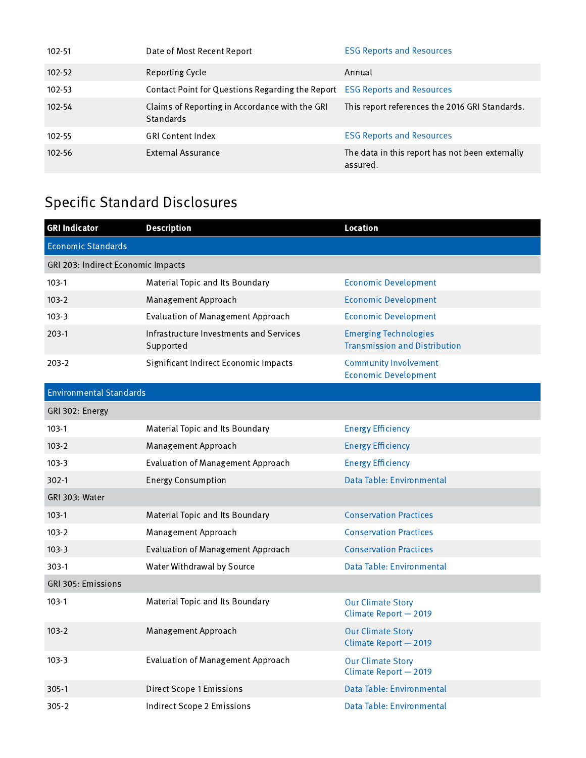| | | |
|---|---|---|
| 102-51 | Date of Most Recent Report | ESG Reports and Resources |
| 102-52 | Reporting Cycle | Annual |
| 102-53 | Contact Point for Questions Regarding the Report | ESG Reports and Resources |
| 102-54 | Claims of Reporting in Accordance with the GRI Standards | This report references the 2016 GRI Standards. |
| 102-55 | GRI Content Index | ESG Reports and Resources |
| 102-56 | External Assurance | The data in this report has not been externally assured. |

## Specific Standard Disclosures

| GRI Indicator | Description | Location |
|---|---|---|
| Economic Standards | | |
| GRI 203: Indirect Economic Impacts | | |
| 103-1 | Material Topic and Its Boundary | Economic Development |
| 103-2 | Management Approach | Economic Development |
| 103-3 | Evaluation of Management Approach | Economic Development |
| 203-1 | Infrastructure Investments and Services Supported | Emerging Technologies<br>Transmission and Distribution |
| 203-2 | Significant Indirect Economic Impacts | Community Involvement<br>Economic Development |
| Environmental Standards | | |
| GRI 302: Energy | | |
| 103-1 | Material Topic and Its Boundary | Energy Efficiency |
| 103-2 | Management Approach | Energy Efficiency |
| 103-3 | Evaluation of Management Approach | Energy Efficiency |
| 302-1 | Energy Consumption | Data Table: Environmental |
| GRI 303: Water | | |
| 103-1 | Material Topic and Its Boundary | Conservation Practices |
| 103-2 | Management Approach | Conservation Practices |
| 103-3 | Evaluation of Management Approach | Conservation Practices |
| 303-1 | Water Withdrawal by Source | Data Table: Environmental |
| GRI 305: Emissions | | |
| 103-1 | Material Topic and Its Boundary | Our Climate Story<br>Climate Report — 2019 |
| 103-2 | Management Approach | Our Climate Story<br>Climate Report — 2019 |
| 103-3 | Evaluation of Management Approach | Our Climate Story<br>Climate Report — 2019 |
| 305-1 | Direct Scope 1 Emissions | Data Table: Environmental |
| 305-2 | Indirect Scope 2 Emissions | Data Table: Environmental |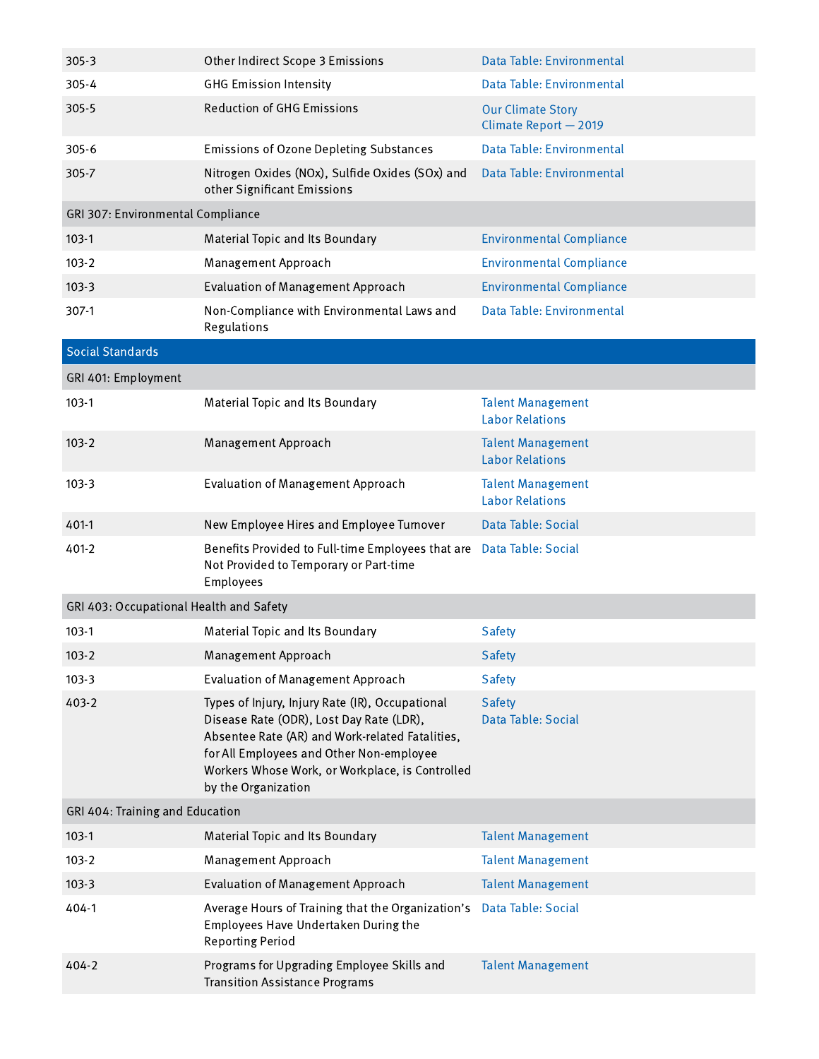| | | |
|---|---|---|
| 305-3 | Other Indirect Scope 3 Emissions | Data Table: Environmental |
| 305-4 | GHG Emission Intensity | Data Table: Environmental |
| 305-5 | Reduction of GHG Emissions | Our Climate Story<br>Climate Report — 2019 |
| 305-6 | Emissions of Ozone Depleting Substances | Data Table: Environmental |
| 305-7 | Nitrogen Oxides (NOx), Sulfide Oxides (SOx) and other Significant Emissions | Data Table: Environmental |
| GRI 307: Environmental Compliance | | |
| 103-1 | Material Topic and Its Boundary | Environmental Compliance |
| 103-2 | Management Approach | Environmental Compliance |
| 103-3 | Evaluation of Management Approach | Environmental Compliance |
| 307-1 | Non-Compliance with Environmental Laws and Regulations | Data Table: Environmental |
| **Social Standards** | | |
| GRI 401: Employment | | |
| 103-1 | Material Topic and Its Boundary | Talent Management<br>Labor Relations |
| 103-2 | Management Approach | Talent Management<br>Labor Relations |
| 103-3 | Evaluation of Management Approach | Talent Management<br>Labor Relations |
| 401-1 | New Employee Hires and Employee Turnover | Data Table: Social |
| 401-2 | Benefits Provided to Full-time Employees that are Not Provided to Temporary or Part-time Employees | Data Table: Social |
| GRI 403: Occupational Health and Safety | | |
| 103-1 | Material Topic and Its Boundary | Safety |
| 103-2 | Management Approach | Safety |
| 103-3 | Evaluation of Management Approach | Safety |
| 403-2 | Types of Injury, Injury Rate (IR), Occupational Disease Rate (ODR), Lost Day Rate (LDR), Absentee Rate (AR) and Work-related Fatalities, for All Employees and Other Non-employee Workers Whose Work, or Workplace, is Controlled by the Organization | Safety<br>Data Table: Social |
| GRI 404: Training and Education | | |
| 103-1 | Material Topic and Its Boundary | Talent Management |
| 103-2 | Management Approach | Talent Management |
| 103-3 | Evaluation of Management Approach | Talent Management |
| 404-1 | Average Hours of Training that the Organization's Employees Have Undertaken During the Reporting Period | Data Table: Social |
| 404-2 | Programs for Upgrading Employee Skills and Transition Assistance Programs | Talent Management |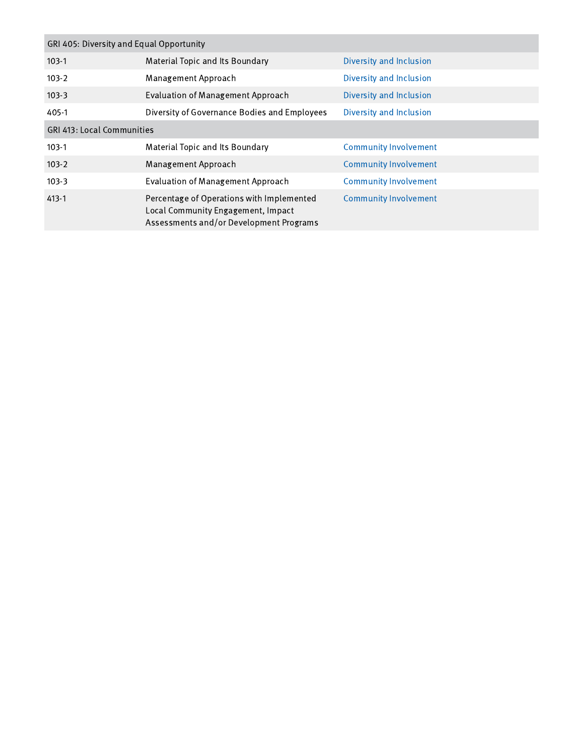| | | |
|---|---|---|
| GRI 405: Diversity and Equal Opportunity | | |
| 103-1 | Material Topic and Its Boundary | Diversity and Inclusion |
| 103-2 | Management Approach | Diversity and Inclusion |
| 103-3 | Evaluation of Management Approach | Diversity and Inclusion |
| 405-1 | Diversity of Governance Bodies and Employees | Diversity and Inclusion |
| GRI 413: Local Communities | | |
| 103-1 | Material Topic and Its Boundary | Community Involvement |
| 103-2 | Management Approach | Community Involvement |
| 103-3 | Evaluation of Management Approach | Community Involvement |
| 413-1 | Percentage of Operations with Implemented Local Community Engagement, Impact Assessments and/or Development Programs | Community Involvement |